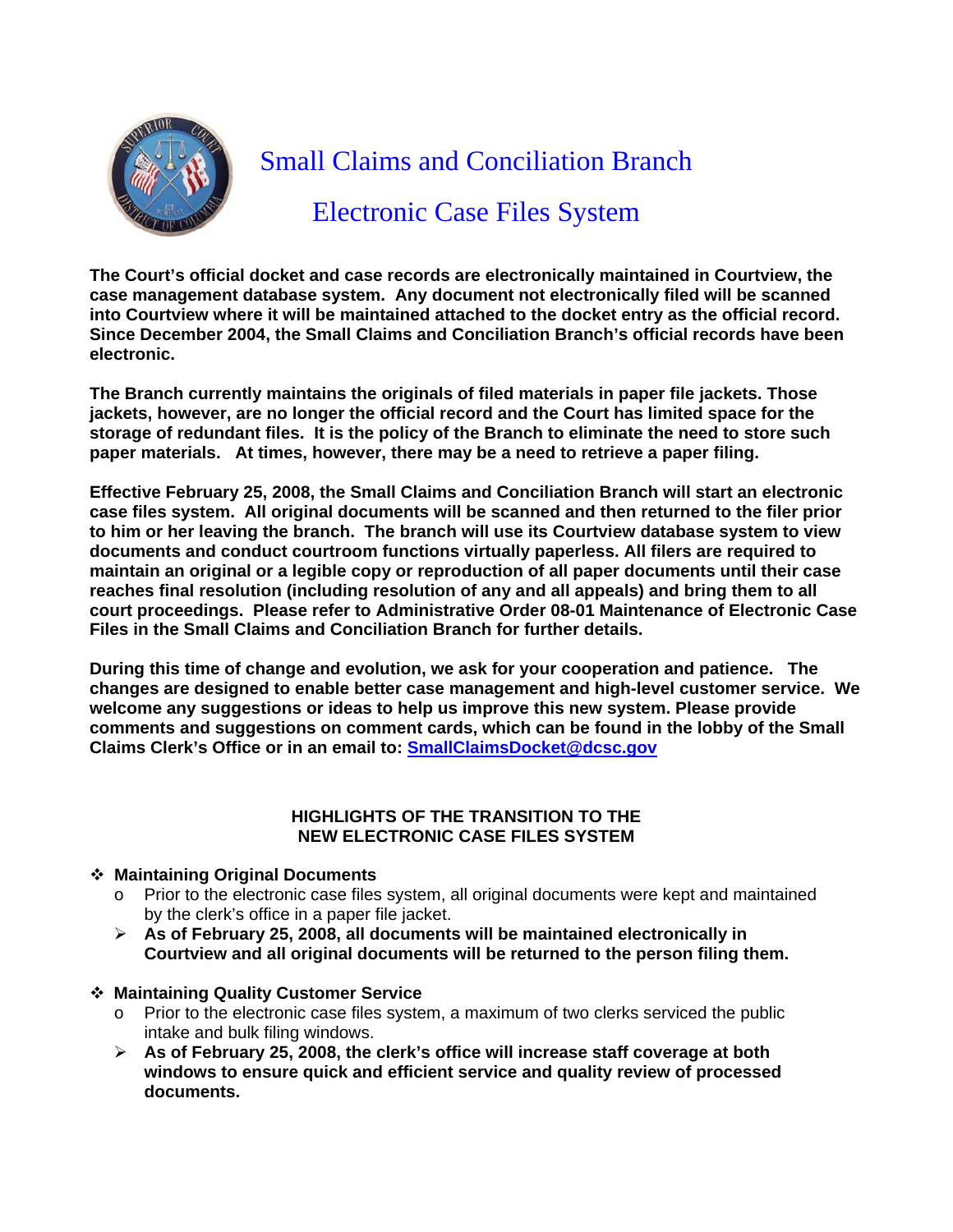# Small Claims and Conciliation Branch

## Electronic Case Files System

**The Court's official docket and case records are electronically maintained in Courtview, the case management database system. Any document not electronically filed will be scanned into Courtview where it will be maintained attached to the docket entry as the official record. Since December 2004, the Small Claims and Conciliation Branch's official records have been electronic.**

**The Branch currently maintains the originals of filed materials in paper file jackets. Those jackets, however, are no longer the official record and the Court has limited space for the storage of redundant files. It is the policy of the Branch to eliminate the need to store such paper materials. At times, however, there may be a need to retrieve a paper filing.**

**Effective February 25, 2008, the Small Claims and Conciliation Branch will start an electronic case files system. All original documents will be scanned and then returned to the filer prior to him or her leaving the branch. The branch will use its Courtview database system to view documents and conduct courtroom functions virtually paperless. All filers are required to maintain an original or a legible copy or reproduction of all paper documents until their case reaches final resolution (including resolution of any and all appeals) and bring them to all court proceedings. Please refer to Administrative Order 08-01 Maintenance of Electronic Case Files in the Small Claims and Conciliation Branch for further details.**

**During this time of change and evolution, we ask for your cooperation and patience. The changes are designed to enable better case management and high-level customer service. We welcome any suggestions or ideas to help us improve this new system. Please provide comments and suggestions on comment cards, which can be found in the lobby of the Small Claims Clerk's Office or in an email to: SmallClaimsDocket@dcsc.gov**

### HIGHLIGHTS OF THE TRANSITION TO THE NEW ELECTRONIC CASE FILES SYSTEM

- **Maintaining Original Documents**
  - Prior to the electronic case files system, all original documents were kept and maintained by the clerk's office in a paper file jacket.
  - **As of February 25, 2008, all documents will be maintained electronically in Courtview and all original documents will be returned to the person filing them.**

- **Maintaining Quality Customer Service**
  - Prior to the electronic case files system, a maximum of two clerks serviced the public intake and bulk filing windows.
  - **As of February 25, 2008, the clerk's office will increase staff coverage at both windows to ensure quick and efficient service and quality review of processed documents.**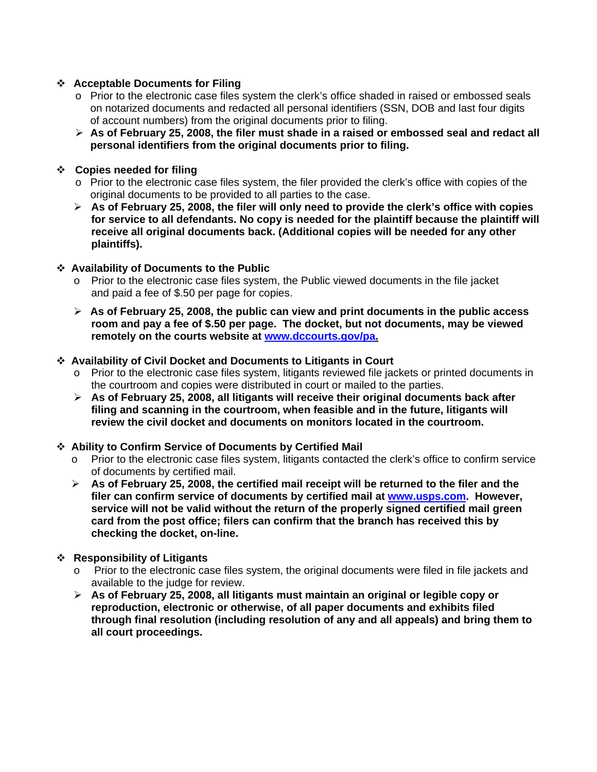- **Acceptable Documents for Filing**
  - Prior to the electronic case files system the clerk's office shaded in raised or embossed seals on notarized documents and redacted all personal identifiers (SSN, DOB and last four digits of account numbers) from the original documents prior to filing.
  - **As of February 25, 2008, the filer must shade in a raised or embossed seal and redact all personal identifiers from the original documents prior to filing.**

- **Copies needed for filing**
  - Prior to the electronic case files system, the filer provided the clerk's office with copies of the original documents to be provided to all parties to the case.
  - **As of February 25, 2008, the filer will only need to provide the clerk's office with copies for service to all defendants. No copy is needed for the plaintiff because the plaintiff will receive all original documents back. (Additional copies will be needed for any other plaintiffs).**

- **Availability of Documents to the Public**
  - Prior to the electronic case files system, the Public viewed documents in the file jacket and paid a fee of $.50 per page for copies.
  - **As of February 25, 2008, the public can view and print documents in the public access room and pay a fee of $.50 per page. The docket, but not documents, may be viewed remotely on the courts website at [www.dccourts.gov/pa.](www.dccourts.gov/pa)**

- **Availability of Civil Docket and Documents to Litigants in Court**
  - Prior to the electronic case files system, litigants reviewed file jackets or printed documents in the courtroom and copies were distributed in court or mailed to the parties.
  - **As of February 25, 2008, all litigants will receive their original documents back after filing and scanning in the courtroom, when feasible and in the future, litigants will review the civil docket and documents on monitors located in the courtroom.**

- **Ability to Confirm Service of Documents by Certified Mail**
  - Prior to the electronic case files system, litigants contacted the clerk's office to confirm service of documents by certified mail.
  - **As of February 25, 2008, the certified mail receipt will be returned to the filer and the filer can confirm service of documents by certified mail at [www.usps.com](www.usps.com). However, service will not be valid without the return of the properly signed certified mail green card from the post office; filers can confirm that the branch has received this by checking the docket, on-line.**

- **Responsibility of Litigants**
  - Prior to the electronic case files system, the original documents were filed in file jackets and available to the judge for review.
  - **As of February 25, 2008, all litigants must maintain an original or legible copy or reproduction, electronic or otherwise, of all paper documents and exhibits filed through final resolution (including resolution of any and all appeals) and bring them to all court proceedings.**